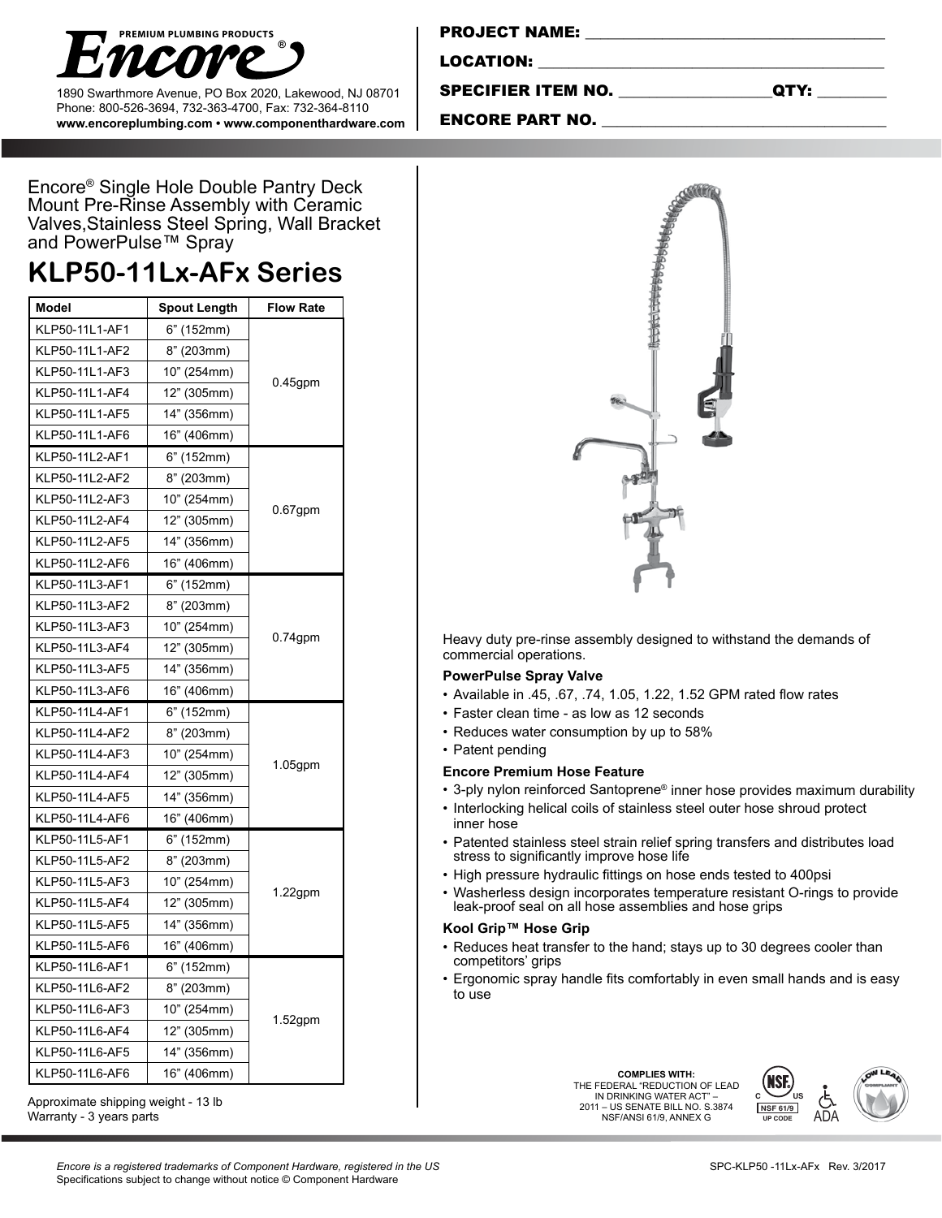**PREMIUM PLUMBING PRODUCTS**

# Encore®

1890 Swarthmore Avenue, PO Box 2020, Lakewood, NJ 08701
Phone: 800-526-3694, 732-363-4700, Fax: 732-364-8110
**www.encoreplumbing.com • www.componenthardware.com**

**PROJECT NAME:** ___________________________________

**LOCATION:** ___________________________________

**SPECIFIER ITEM NO.** __________________ **QTY:** ________

**ENCORE PART NO.** ___________________________________

Encore® Single Hole Double Pantry Deck Mount Pre-Rinse Assembly with Ceramic Valves,Stainless Steel Spring, Wall Bracket and PowerPulse™ Spray

## KLP50-11Lx-AFx Series

| Model | Spout Length | Flow Rate |
|---|---|---|
| KLP50-11L1-AF1 | 6” (152mm) | 0.45gpm |
| KLP50-11L1-AF2 | 8” (203mm) | |
| KLP50-11L1-AF3 | 10” (254mm) | |
| KLP50-11L1-AF4 | 12” (305mm) | |
| KLP50-11L1-AF5 | 14” (356mm) | |
| KLP50-11L1-AF6 | 16” (406mm) | |
| KLP50-11L2-AF1 | 6” (152mm) | 0.67gpm |
| KLP50-11L2-AF2 | 8” (203mm) | |
| KLP50-11L2-AF3 | 10” (254mm) | |
| KLP50-11L2-AF4 | 12” (305mm) | |
| KLP50-11L2-AF5 | 14” (356mm) | |
| KLP50-11L2-AF6 | 16” (406mm) | |
| KLP50-11L3-AF1 | 6” (152mm) | 0.74gpm |
| KLP50-11L3-AF2 | 8” (203mm) | |
| KLP50-11L3-AF3 | 10” (254mm) | |
| KLP50-11L3-AF4 | 12” (305mm) | |
| KLP50-11L3-AF5 | 14” (356mm) | |
| KLP50-11L3-AF6 | 16” (406mm) | |
| KLP50-11L4-AF1 | 6” (152mm) | 1.05gpm |
| KLP50-11L4-AF2 | 8” (203mm) | |
| KLP50-11L4-AF3 | 10” (254mm) | |
| KLP50-11L4-AF4 | 12” (305mm) | |
| KLP50-11L4-AF5 | 14” (356mm) | |
| KLP50-11L4-AF6 | 16” (406mm) | |
| KLP50-11L5-AF1 | 6” (152mm) | 1.22gpm |
| KLP50-11L5-AF2 | 8” (203mm) | |
| KLP50-11L5-AF3 | 10” (254mm) | |
| KLP50-11L5-AF4 | 12” (305mm) | |
| KLP50-11L5-AF5 | 14” (356mm) | |
| KLP50-11L5-AF6 | 16” (406mm) | |
| KLP50-11L6-AF1 | 6” (152mm) | 1.52gpm |
| KLP50-11L6-AF2 | 8” (203mm) | |
| KLP50-11L6-AF3 | 10” (254mm) | |
| KLP50-11L6-AF4 | 12” (305mm) | |
| KLP50-11L6-AF5 | 14” (356mm) | |
| KLP50-11L6-AF6 | 16” (406mm) | |

Approximate shipping weight - 13 lb
Warranty - 3 years parts

Heavy duty pre-rinse assembly designed to withstand the demands of commercial operations.

**PowerPulse Spray Valve**

- Available in .45, .67, .74, 1.05, 1.22, 1.52 GPM rated flow rates
- Faster clean time - as low as 12 seconds
- Reduces water consumption by up to 58%
- Patent pending

**Encore Premium Hose Feature**

- 3-ply nylon reinforced Santoprene® inner hose provides maximum durability
- Interlocking helical coils of stainless steel outer hose shroud protect inner hose
- Patented stainless steel strain relief spring transfers and distributes load stress to significantly improve hose life
- High pressure hydraulic fittings on hose ends tested to 400psi
- Washerless design incorporates temperature resistant O-rings to provide leak-proof seal on all hose assemblies and hose grips

**Kool Grip™ Hose Grip**

- Reduces heat transfer to the hand; stays up to 30 degrees cooler than competitors’ grips
- Ergonomic spray handle fits comfortably in even small hands and is easy to use

**COMPLIES WITH:**
THE FEDERAL “REDUCTION OF LEAD IN DRINKING WATER ACT” – 2011 – US SENATE BILL NO. S.3874
NSF/ANSI 61/9, ANNEX G

NSF 61/9 UP CODE · ADA · LOW LEAD COMPLIANT

*Encore is a registered trademarks of Component Hardware, registered in the US*
Specifications subject to change without notice © Component Hardware

SPC-KLP50 -11Lx-AFx Rev. 3/2017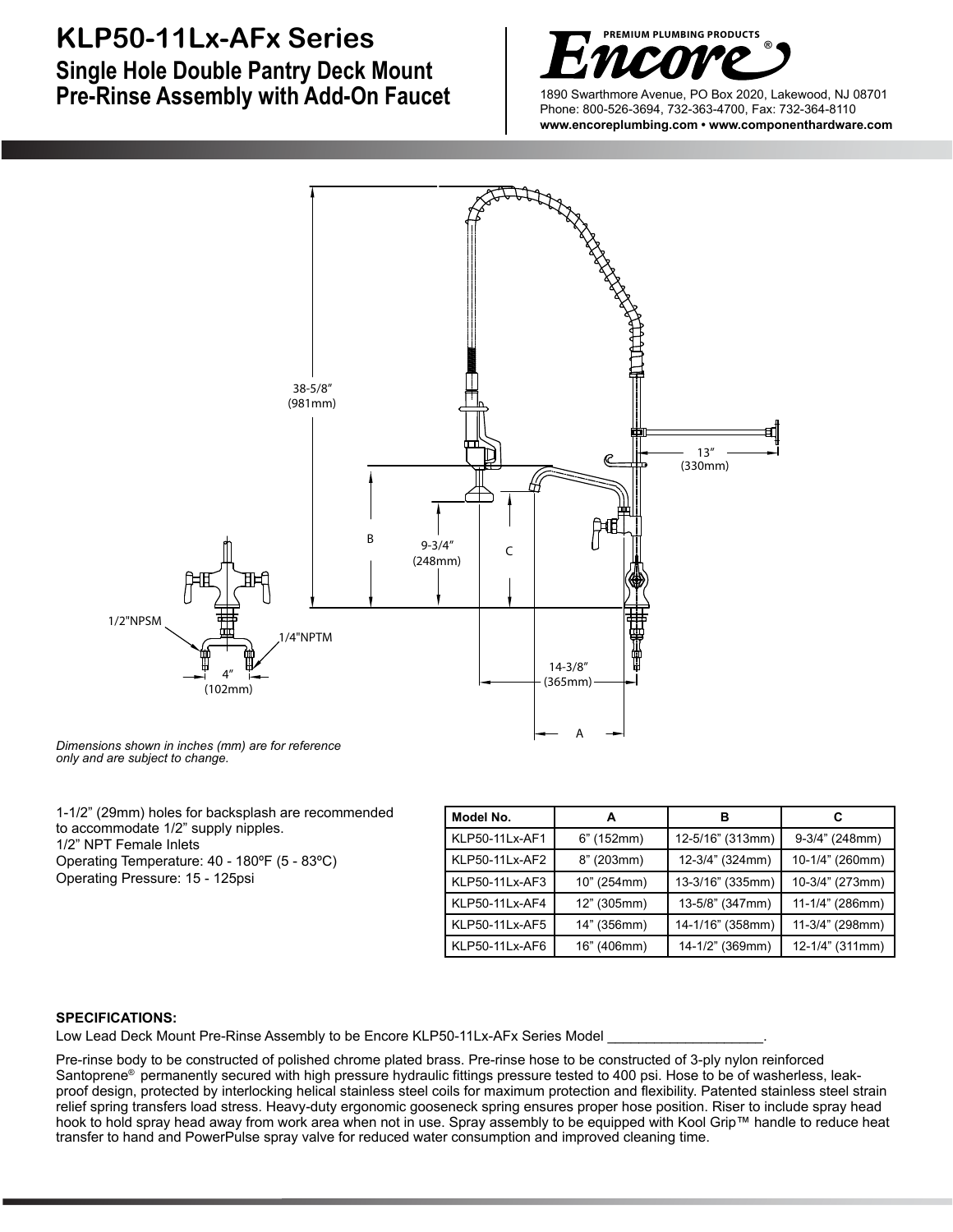# KLP50-11Lx-AFx Series

## Single Hole Double Pantry Deck Mount Pre-Rinse Assembly with Add-On Faucet

**Encore** PREMIUM PLUMBING PRODUCTS

1890 Swarthmore Avenue, PO Box 2020, Lakewood, NJ 08701
Phone: 800-526-3694, 732-363-4700, Fax: 732-364-8110
**www.encoreplumbing.com • www.componenthardware.com**

38-5/8"
(981mm)

13"
(330mm)

B

9-3/4"
(248mm)

C

1/2"NPSM

1/4"NPTM

4"
(102mm)

14-3/8"
(365mm)

A

*Dimensions shown in inches (mm) are for reference only and are subject to change.*

1-1/2" (29mm) holes for backsplash are recommended to accommodate 1/2" supply nipples.
1/2" NPT Female Inlets
Operating Temperature: 40 - 180ºF (5 - 83ºC)
Operating Pressure: 15 - 125psi

| Model No. | A | B | C |
|---|---|---|---|
| KLP50-11Lx-AF1 | 6" (152mm) | 12-5/16" (313mm) | 9-3/4" (248mm) |
| KLP50-11Lx-AF2 | 8" (203mm) | 12-3/4" (324mm) | 10-1/4" (260mm) |
| KLP50-11Lx-AF3 | 10" (254mm) | 13-3/16" (335mm) | 10-3/4" (273mm) |
| KLP50-11Lx-AF4 | 12" (305mm) | 13-5/8" (347mm) | 11-1/4" (286mm) |
| KLP50-11Lx-AF5 | 14" (356mm) | 14-1/16" (358mm) | 11-3/4" (298mm) |
| KLP50-11Lx-AF6 | 16" (406mm) | 14-1/2" (369mm) | 12-1/4" (311mm) |

**SPECIFICATIONS:**

Low Lead Deck Mount Pre-Rinse Assembly to be Encore KLP50-11Lx-AFx Series Model ____________________.

Pre-rinse body to be constructed of polished chrome plated brass. Pre-rinse hose to be constructed of 3-ply nylon reinforced Santoprene® permanently secured with high pressure hydraulic fittings pressure tested to 400 psi. Hose to be of washerless, leak-proof design, protected by interlocking helical stainless steel coils for maximum protection and flexibility. Patented stainless steel strain relief spring transfers load stress. Heavy-duty ergonomic gooseneck spring ensures proper hose position. Riser to include spray head hook to hold spray head away from work area when not in use. Spray assembly to be equipped with Kool Grip™ handle to reduce heat transfer to hand and PowerPulse spray valve for reduced water consumption and improved cleaning time.